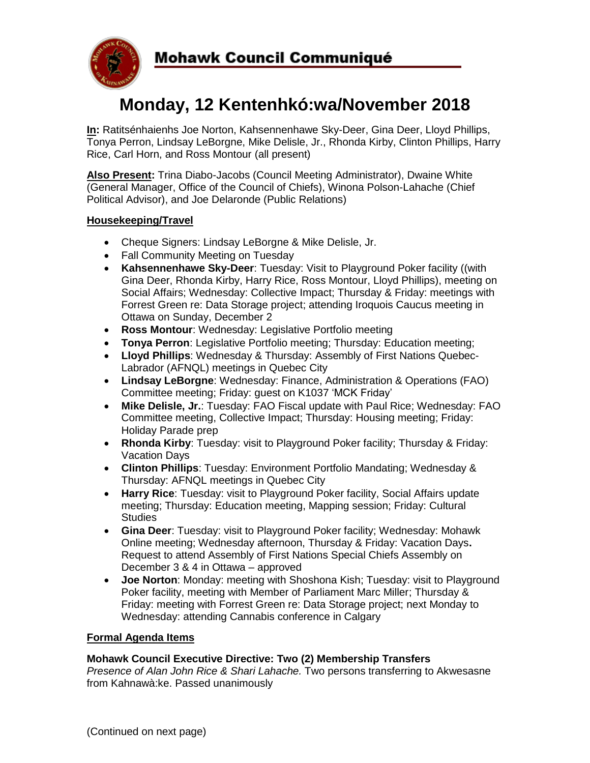# Mohawk Council Communiqué

## Monday, 12 Kentenhkó:wa/November 2018

**In:** Ratitsénhaienhs Joe Norton, Kahsennenhawe Sky-Deer, Gina Deer, Lloyd Phillips, Tonya Perron, Lindsay LeBorgne, Mike Delisle, Jr., Rhonda Kirby, Clinton Phillips, Harry Rice, Carl Horn, and Ross Montour (all present)

**Also Present:** Trina Diabo-Jacobs (Council Meeting Administrator), Dwaine White (General Manager, Office of the Council of Chiefs), Winona Polson-Lahache (Chief Political Advisor), and Joe Delaronde (Public Relations)

### Housekeeping/Travel

- Cheque Signers: Lindsay LeBorgne & Mike Delisle, Jr.
- Fall Community Meeting on Tuesday
- **Kahsennenhawe Sky-Deer**: Tuesday: Visit to Playground Poker facility ((with Gina Deer, Rhonda Kirby, Harry Rice, Ross Montour, Lloyd Phillips), meeting on Social Affairs; Wednesday: Collective Impact; Thursday & Friday: meetings with Forrest Green re: Data Storage project; attending Iroquois Caucus meeting in Ottawa on Sunday, December 2
- **Ross Montour**: Wednesday: Legislative Portfolio meeting
- **Tonya Perron**: Legislative Portfolio meeting; Thursday: Education meeting;
- **Lloyd Phillips**: Wednesday & Thursday: Assembly of First Nations Quebec-Labrador (AFNQL) meetings in Quebec City
- **Lindsay LeBorgne**: Wednesday: Finance, Administration & Operations (FAO) Committee meeting; Friday: guest on K1037 'MCK Friday'
- **Mike Delisle, Jr.**: Tuesday: FAO Fiscal update with Paul Rice; Wednesday: FAO Committee meeting, Collective Impact; Thursday: Housing meeting; Friday: Holiday Parade prep
- **Rhonda Kirby**: Tuesday: visit to Playground Poker facility; Thursday & Friday: Vacation Days
- **Clinton Phillips**: Tuesday: Environment Portfolio Mandating; Wednesday & Thursday: AFNQL meetings in Quebec City
- **Harry Rice**: Tuesday: visit to Playground Poker facility, Social Affairs update meeting; Thursday: Education meeting, Mapping session; Friday: Cultural Studies
- **Gina Deer**: Tuesday: visit to Playground Poker facility; Wednesday: Mohawk Online meeting; Wednesday afternoon, Thursday & Friday: Vacation Days**.** Request to attend Assembly of First Nations Special Chiefs Assembly on December 3 & 4 in Ottawa – approved
- **Joe Norton**: Monday: meeting with Shoshona Kish; Tuesday: visit to Playground Poker facility, meeting with Member of Parliament Marc Miller; Thursday & Friday: meeting with Forrest Green re: Data Storage project; next Monday to Wednesday: attending Cannabis conference in Calgary

### Formal Agenda Items

**Mohawk Council Executive Directive: Two (2) Membership Transfers**
*Presence of Alan John Rice & Shari Lahache.* Two persons transferring to Akwesasne from Kahnawà:ke. Passed unanimously

(Continued on next page)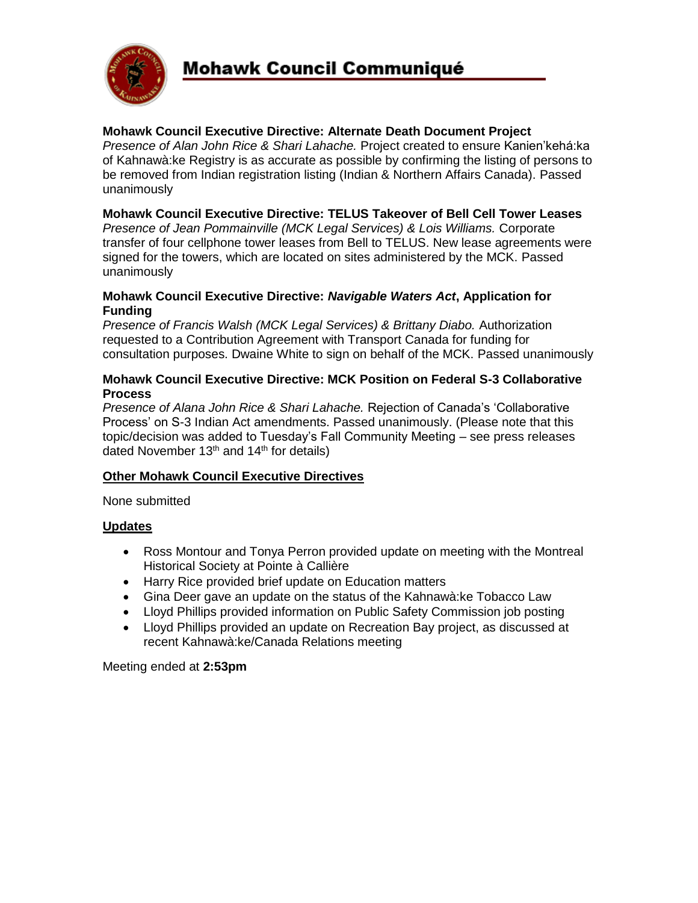## Mohawk Council Communiqué

**Mohawk Council Executive Directive: Alternate Death Document Project**
*Presence of Alan John Rice & Shari Lahache.* Project created to ensure Kanien'kehá:ka of Kahnawà:ke Registry is as accurate as possible by confirming the listing of persons to be removed from Indian registration listing (Indian & Northern Affairs Canada). Passed unanimously

**Mohawk Council Executive Directive: TELUS Takeover of Bell Cell Tower Leases**
*Presence of Jean Pommainville (MCK Legal Services) & Lois Williams.* Corporate transfer of four cellphone tower leases from Bell to TELUS. New lease agreements were signed for the towers, which are located on sites administered by the MCK. Passed unanimously

**Mohawk Council Executive Directive: *Navigable Waters Act*, Application for Funding**
*Presence of Francis Walsh (MCK Legal Services) & Brittany Diabo.* Authorization requested to a Contribution Agreement with Transport Canada for funding for consultation purposes. Dwaine White to sign on behalf of the MCK. Passed unanimously

**Mohawk Council Executive Directive: MCK Position on Federal S-3 Collaborative Process**
*Presence of Alana John Rice & Shari Lahache.* Rejection of Canada's 'Collaborative Process' on S-3 Indian Act amendments. Passed unanimously. (Please note that this topic/decision was added to Tuesday's Fall Community Meeting – see press releases dated November 13th and 14th for details)

**Other Mohawk Council Executive Directives**

None submitted

**Updates**

- Ross Montour and Tonya Perron provided update on meeting with the Montreal Historical Society at Pointe à Callière
- Harry Rice provided brief update on Education matters
- Gina Deer gave an update on the status of the Kahnawà:ke Tobacco Law
- Lloyd Phillips provided information on Public Safety Commission job posting
- Lloyd Phillips provided an update on Recreation Bay project, as discussed at recent Kahnawà:ke/Canada Relations meeting

Meeting ended at **2:53pm**